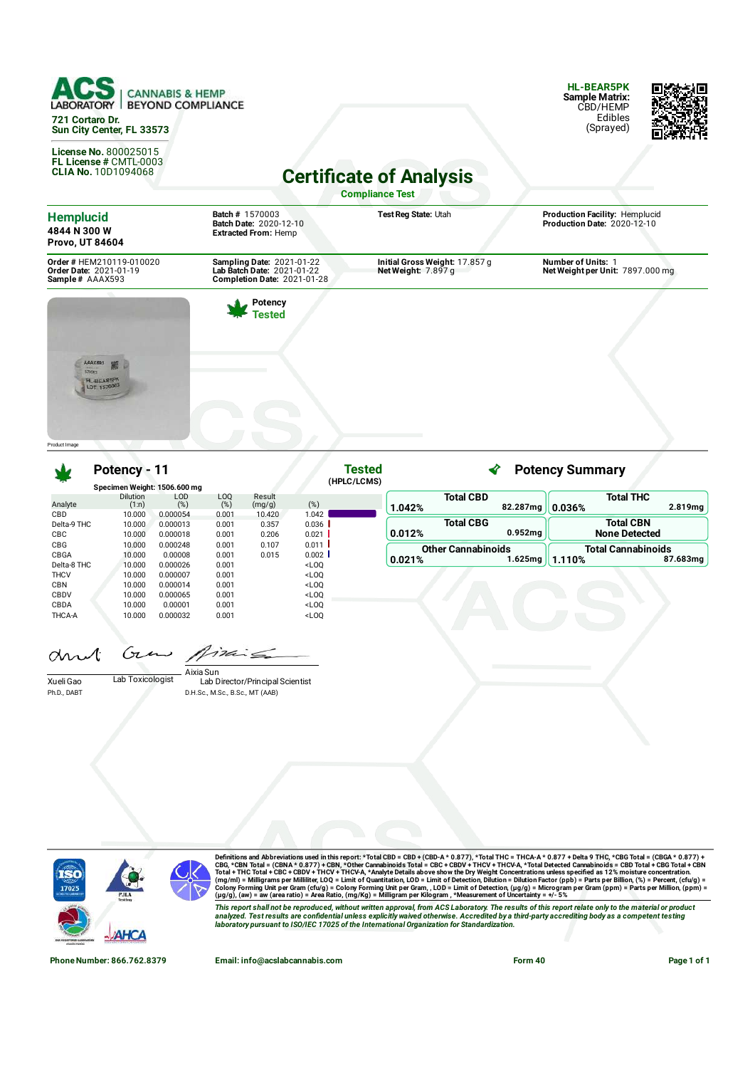**ACS LABORATORY** | CANNABIS & HEMP BEYOND COMPLIANCE

721 Cortaro Dr.
Sun City Center, FL 33573

License No. 800025015
FL License # CMTL-0003
CLIA No. 10D1094068

**HL-BEAR5PK**
**Sample Matrix:** CBD/HEMP Edibles (Sprayed)

# Certificate of Analysis

**Compliance Test**

**Hemplucid**
4844 N 300 W
Provo, UT 84604

**Batch #** 1570003
**Batch Date:** 2020-12-10
**Extracted From:** Hemp

**Test Reg State:** Utah

**Production Facility:** Hemplucid
**Production Date:** 2020-12-10

**Order #** HEM210119-010020
**Order Date:** 2021-01-19
**Sample #** AAAX593

**Sampling Date:** 2021-01-22
**Lab Batch Date:** 2021-01-22
**Completion Date:** 2021-01-28

**Initial Gross Weight:** 17.857 g
**Net Weight:** 7.897 g

**Number of Units:** 1
**Net Weight per Unit:** 7897.000 mg

**Potency Tested**

Product Image

## Potency - 11

**Tested** (HPLC/LCMS)

**Specimen Weight: 1506.600 mg**

| Analyte | Dilution (1:n) | LOD (%) | LOQ (%) | Result (mg/g) | (%) |
|---|---|---|---|---|---|
| CBD | 10.000 | 0.000054 | 0.001 | 10.420 | 1.042 |
| Delta-9 THC | 10.000 | 0.000013 | 0.001 | 0.357 | 0.036 |
| CBC | 10.000 | 0.000018 | 0.001 | 0.206 | 0.021 |
| CBG | 10.000 | 0.000248 | 0.001 | 0.107 | 0.011 |
| CBGA | 10.000 | 0.00008 | 0.001 | 0.015 | 0.002 |
| Delta-8 THC | 10.000 | 0.000026 | 0.001 | | <LOQ |
| THCV | 10.000 | 0.000007 | 0.001 | | <LOQ |
| CBN | 10.000 | 0.000014 | 0.001 | | <LOQ |
| CBDV | 10.000 | 0.000065 | 0.001 | | <LOQ |
| CBDA | 10.000 | 0.00001 | 0.001 | | <LOQ |
| THCA-A | 10.000 | 0.000032 | 0.001 | | <LOQ |

## Potency Summary

| | | | |
|---|---|---|---|
| **Total CBD** 1.042% | 82.287mg | **Total THC** 0.036% | 2.819mg |
| **Total CBG** 0.012% | 0.952mg | **Total CBN** None Detected | |
| **Other Cannabinoids** 0.021% | 1.625mg | **Total Cannabinoids** 1.110% | 87.683mg |

Xueli Gao, Ph.D., DABT — Lab Toxicologist

Aixia Sun, D.H.Sc., M.Sc., B.Sc., MT (AAB) — Lab Director/Principal Scientist

Definitions and Abbreviations used in this report: *Total CBD = CBD + (CBD-A * 0.877), *Total THC = THCA-A * 0.877 + Delta 9 THC, *CBG Total = (CBGA * 0.877) + CBG, *CBN Total = (CBNA * 0.877) + CBN, *Other Cannabinoids Total = CBC + CBDV + THCV + THCV-A, *Total Detected Cannabinoids = CBD Total + CBG Total + CBN Total + THC Total + CBC + CBDV + THCV + THCV-A, *Analyte Details above show the Dry Weight Concentrations unless specified as 12% moisture concentration. (mg/ml) = Milligrams per Milliliter, LOQ = Limit of Quantitation, LOD = Limit of Detection, Dilution = Dilution Factor (ppb) = Parts per Billion, (%) = Percent, (cfu/g) = Colony Forming Unit per Gram (cfu/g) = Colony Forming Unit per Gram, , LOD = Limit of Detection, (µg/g) = Microgram per Gram (ppm) = Parts per Million, (ppm) = (µg/g), (aw) = aw (area ratio) = Area Ratio, (mg/Kg) = Milligram per Kilogram , *Measurement of Uncertainty = +/- 5%

*This report shall not be reproduced, without written approval, from ACS Laboratory. The results of this report relate only to the material or product analyzed. Test results are confidential unless explicitly waived otherwise. Accredited by a third-party accrediting body as a competent testing laboratory pursuant to ISO/IEC 17025 of the International Organization for Standardization.*

**Phone Number:** 866.762.8379 | **Email:** info@acslabcannabis.com | **Form 40**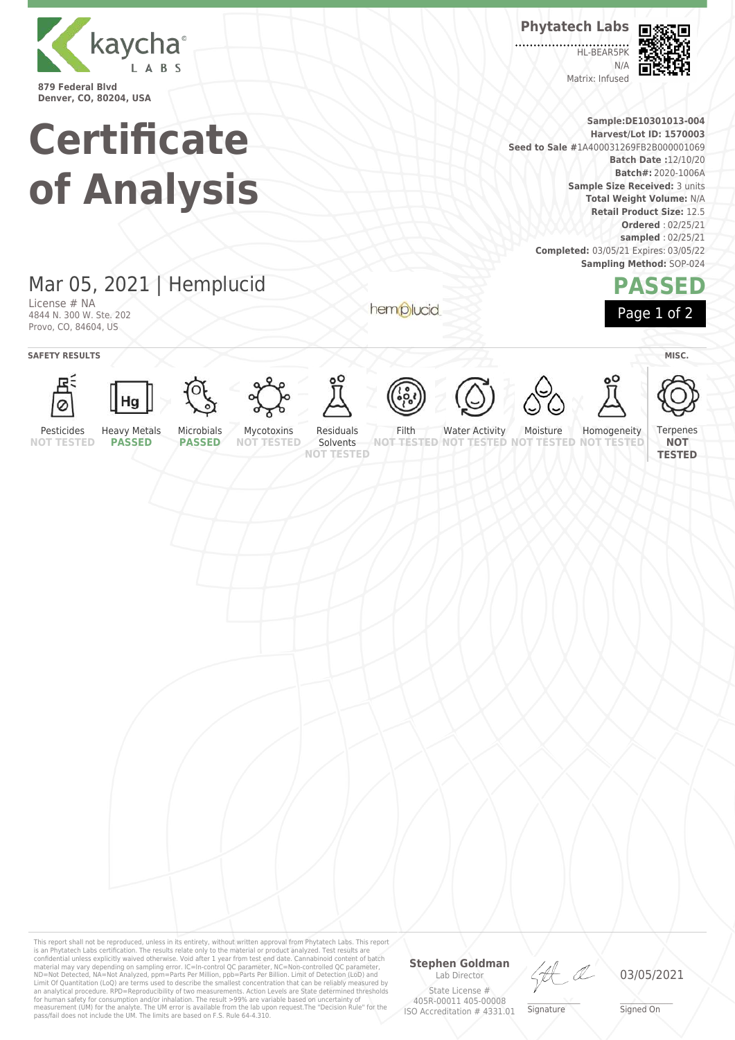kaycha LABS

879 Federal Blvd
Denver, CO, 80204, USA

# Certificate of Analysis

**Phytatech Labs**

HL-BEAR5PK
N/A
Matrix: Infused

**Sample:DE10301013-004**
**Harvest/Lot ID: 1570003**
**Seed to Sale** #1A400031269FB2B000001069
**Batch Date** :12/10/20
**Batch#:** 2020-1006A
**Sample Size Received:** 3 units
**Total Weight Volume:** N/A
**Retail Product Size:** 12.5
**Ordered** : 02/25/21
**sampled** : 02/25/21
**Completed:** 03/05/21 Expires: 03/05/22
**Sampling Method:** SOP-024

## Mar 05, 2021 | Hemplucid

License # NA
4844 N. 300 W. Ste. 202
Provo, CO, 84604, US

hemplucid

**PASSED**

**SAFETY RESULTS**

| Pesticides | Heavy Metals | Microbials | Mycotoxins | Residuals Solvents | Filth | Water Activity | Moisture | Homogeneity |
|---|---|---|---|---|---|---|---|---|
| NOT TESTED | PASSED | PASSED | NOT TESTED | NOT TESTED | NOT TESTED | NOT TESTED | NOT TESTED | NOT TESTED |

**MISC.**

| Terpenes |
|---|
| NOT TESTED |

This report shall not be reproduced, unless in its entirety, without written approval from Phytatech Labs. This report is an Phytatech Labs certification. The results relate only to the material or product analyzed. Test results are confidential unless explicitly waived otherwise. Void after 1 year from test end date. Cannabinoid content of batch material may vary depending on sampling error. IC=In-control QC parameter, NC=Non-controlled QC parameter, ND=Not Detected, NA=Not Analyzed, ppm=Parts Per Million, ppb=Parts Per Billion. Limit of Detection (LoD) and Limit Of Quantitation (LoQ) are terms used to describe the smallest concentration that can be reliably measured by an analytical procedure. RPD=Reproducibility of two measurements. Action Levels are State determined thresholds for human safety for consumption and/or inhalation. The result >99% are variable based on uncertainty of measurement (UM) for the analyte. The UM error is available from the lab upon request.The "Decision Rule" for the pass/fail does not include the UM. The limits are based on F.S. Rule 64-4.310.

**Stephen Goldman**
Lab Director
State License #
405R-00011 405-00008
ISO Accreditation # 4331.01

Signature

03/05/2021
Signed On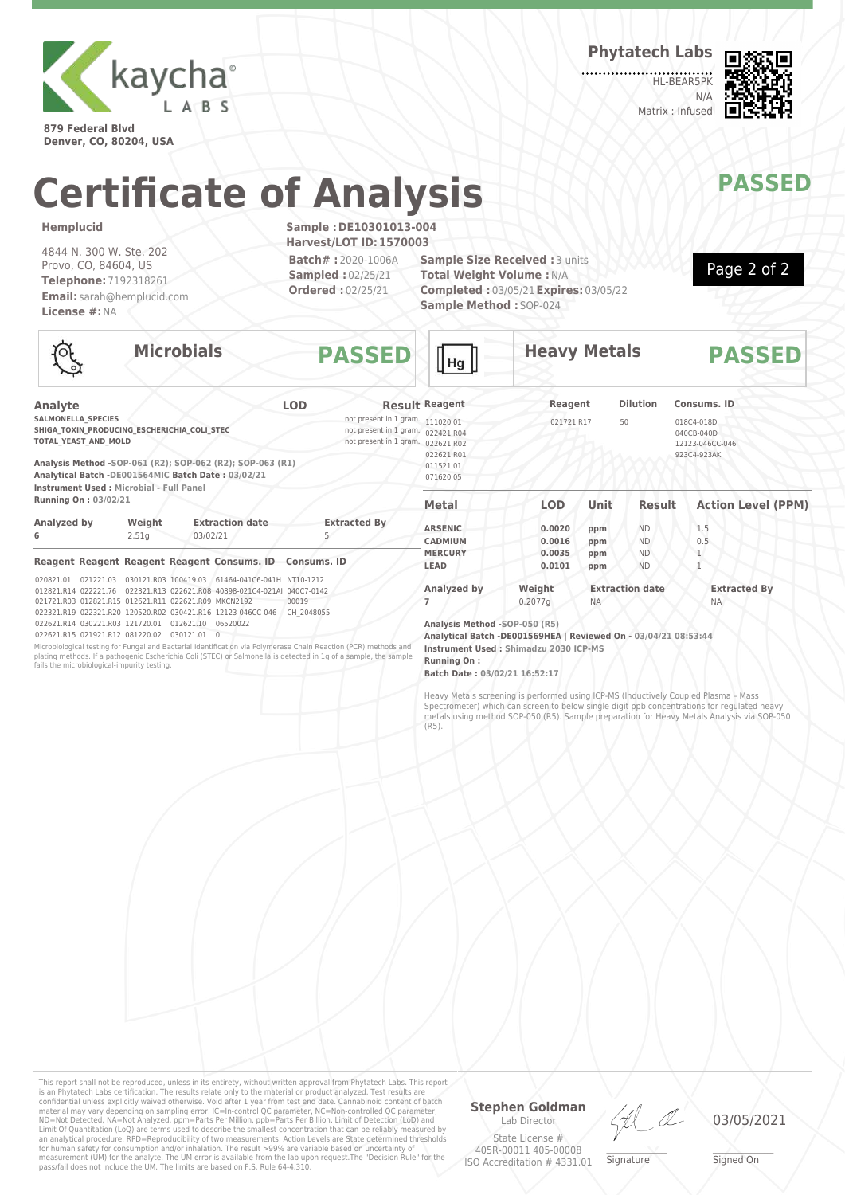kaycha LABS

879 Federal Blvd
Denver, CO, 80204, USA

Phytatech Labs
HL-BEAR5PK
N/A
Matrix : Infused

# Certificate of Analysis

**PASSED**

**Hemplucid**

4844 N. 300 W. Ste. 202
Provo, CO, 84604, US
**Telephone:** 7192318261
**Email:** sarah@hemplucid.com
**License #:** NA

**Sample : DE10301013-004**
**Harvest/LOT ID: 1570003**
**Batch# :** 2020-1006A
**Sampled :** 02/25/21
**Ordered :** 02/25/21

**Sample Size Received :** 3 units
**Total Weight Volume :** N/A
**Completed :** 03/05/21 **Expires:** 03/05/22
**Sample Method :** SOP-024

## Microbials — PASSED

| Analyte | LOD | Result |
|---|---|---|
| SALMONELLA_SPECIES | | not present in 1 gram. |
| SHIGA_TOXIN_PRODUCING_ESCHERICHIA_COLI_STEC | | not present in 1 gram. |
| TOTAL_YEAST_AND_MOLD | | not present in 1 gram. |

**Analysis Method -** SOP-061 (R2); SOP-062 (R2); SOP-063 (R1)
**Analytical Batch -** DE001564MIC **Batch Date : 03/02/21**
**Instrument Used :** Microbial - Full Panel
**Running On : 03/02/21**

| Analyzed by | Weight | Extraction date | Extracted By |
|---|---|---|---|
| 6 | 2.51g | 03/02/21 | 5 |

| Reagent | Reagent | Reagent | Reagent | Consums. ID | Consums. ID |
|---|---|---|---|---|---|
| 020821.01 | 021221.03 | 030121.R03 | 100419.03 | 61464-041C6-041H | NT10-1212 |
| 012821.R14 | 022221.76 | 022321.R13 | 022621.R08 | 40898-021C4-021AI | 040C7-0142 |
| 021721.R03 | 012821.R15 | 012621.R11 | 022621.R09 | MKCN2192 | 00019 |
| 022321.R19 | 022321.R20 | 120520.R02 | 030421.R16 | 12123-046CC-046 | CH_2048055 |
| 022621.R14 | 030221.R03 | 121720.01 | 012621.10 | 06520022 | |
| 022621.R15 | 021921.R12 | 081220.02 | 030121.01 | 0 | |

Microbiological testing for Fungal and Bacterial Identification via Polymerase Chain Reaction (PCR) methods and plating methods. If a pathogenic Escherichia Coli (STEC) or Salmonella is detected in 1g of a sample, the sample fails the microbiological-impurity testing.

## Heavy Metals — PASSED

| Reagent | Reagent | Dilution | Consums. ID |
|---|---|---|---|
| 111020.01 | 021721.R17 | 50 | 018C4-018D |
| 022421.R04 | | | 040CB-040D |
| 022621.R02 | | | 12123-046CC-046 |
| 022621.R01 | | | 923C4-923AK |
| 011521.01 | | | |
| 071620.05 | | | |

| Metal | LOD | Unit | Result | Action Level (PPM) |
|---|---|---|---|---|
| ARSENIC | 0.0020 | ppm | ND | 1.5 |
| CADMIUM | 0.0016 | ppm | ND | 0.5 |
| MERCURY | 0.0035 | ppm | ND | 1 |
| LEAD | 0.0101 | ppm | ND | 1 |

| Analyzed by | Weight | Extraction date | Extracted By |
|---|---|---|---|
| 7 | 0.2077g | NA | NA |

**Analysis Method -** SOP-050 (R5)
**Analytical Batch -** DE001569HEA | **Reviewed On -** 03/04/21 08:53:44
**Instrument Used :** Shimadzu 2030 ICP-MS
**Running On :**
**Batch Date :** 03/02/21 16:52:17

Heavy Metals screening is performed using ICP-MS (Inductively Coupled Plasma - Mass Spectrometer) which can screen to below single digit ppb concentrations for regulated heavy metals using method SOP-050 (R5). Sample preparation for Heavy Metals Analysis via SOP-050 (R5).

This report shall not be reproduced, unless in its entirety, without written approval from Phytatech Labs. This report is an Phytatech Labs certification. The results relate only to the material or product analyzed. Test results are confidential unless explicitly waived otherwise. Void after 1 year from test end date. Cannabinoid content of batch material may vary depending on sampling error. IC=In-control QC parameter, NC=Non-controlled QC parameter, ND=Not Detected, NA=Not Analyzed, ppm=Parts Per Million, ppb=Parts Per Billion. Limit of Detection (LoD) and Limit Of Quantitation (LoQ) are terms used to describe the smallest concentration that can be reliably measured by an analytical procedure. RPD=Reproducibility of two measurements. Action Levels are State determined thresholds for human safety for consumption and/or inhalation. The result >99% are variable based on uncertainty of measurement (UM) for the analyte. The UM error is available from the lab upon request.The "Decision Rule" for the pass/fail does not include the UM. The limits are based on F.S. Rule 64-4.310.

**Stephen Goldman**
Lab Director
State License #
405R-00011 405-00008
ISO Accreditation # 4331.01

Signature

03/05/2021
Signed On